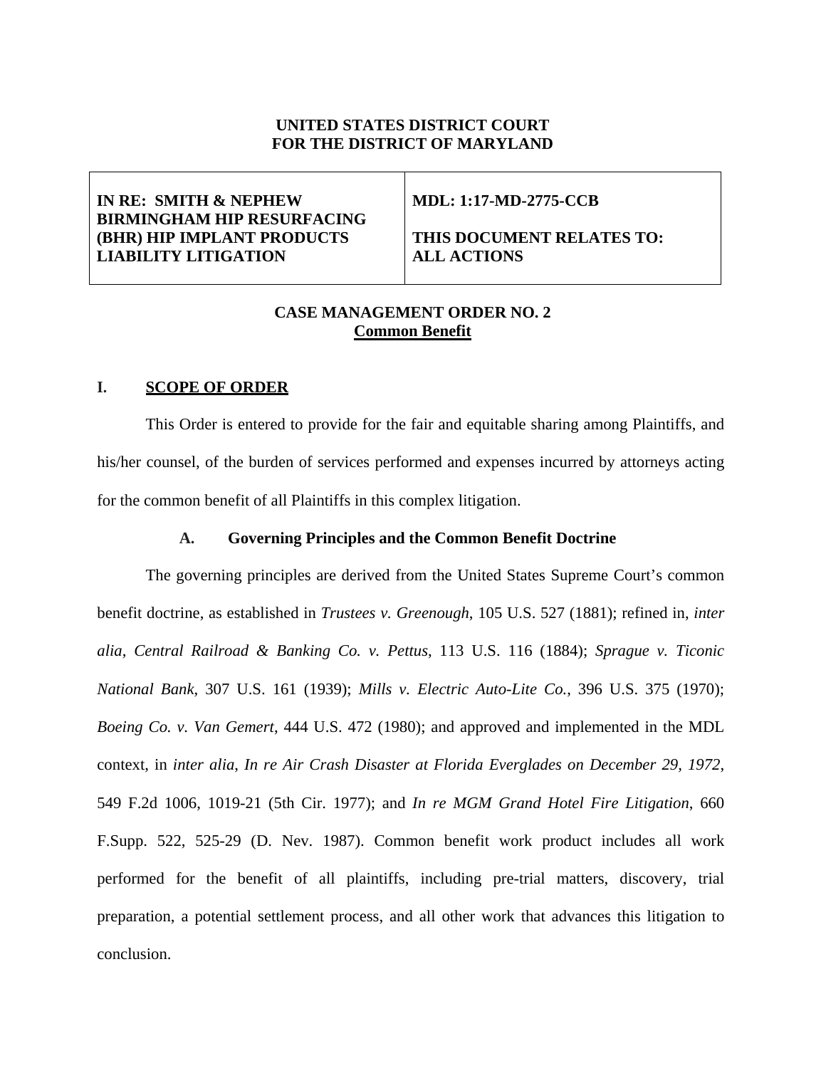**UNITED STATES DISTRICT COURT**
**FOR THE DISTRICT OF MARYLAND**

| | |
|---|---|
| **IN RE: SMITH & NEPHEW BIRMINGHAM HIP RESURFACING (BHR) HIP IMPLANT PRODUCTS LIABILITY LITIGATION** | **MDL: 1:17-MD-2775-CCB**<br><br>**THIS DOCUMENT RELATES TO: ALL ACTIONS** |

**CASE MANAGEMENT ORDER NO. 2**
**Common Benefit**

## I. SCOPE OF ORDER

This Order is entered to provide for the fair and equitable sharing among Plaintiffs, and his/her counsel, of the burden of services performed and expenses incurred by attorneys acting for the common benefit of all Plaintiffs in this complex litigation.

### A. Governing Principles and the Common Benefit Doctrine

The governing principles are derived from the United States Supreme Court's common benefit doctrine, as established in *Trustees v. Greenough*, 105 U.S. 527 (1881); refined in, *inter alia*, *Central Railroad & Banking Co. v. Pettus*, 113 U.S. 116 (1884); *Sprague v. Ticonic National Bank*, 307 U.S. 161 (1939); *Mills v. Electric Auto-Lite Co.*, 396 U.S. 375 (1970); *Boeing Co. v. Van Gemert*, 444 U.S. 472 (1980); and approved and implemented in the MDL context, in *inter alia*, *In re Air Crash Disaster at Florida Everglades on December 29, 1972*, 549 F.2d 1006, 1019-21 (5th Cir. 1977); and *In re MGM Grand Hotel Fire Litigation*, 660 F.Supp. 522, 525-29 (D. Nev. 1987). Common benefit work product includes all work performed for the benefit of all plaintiffs, including pre-trial matters, discovery, trial preparation, a potential settlement process, and all other work that advances this litigation to conclusion.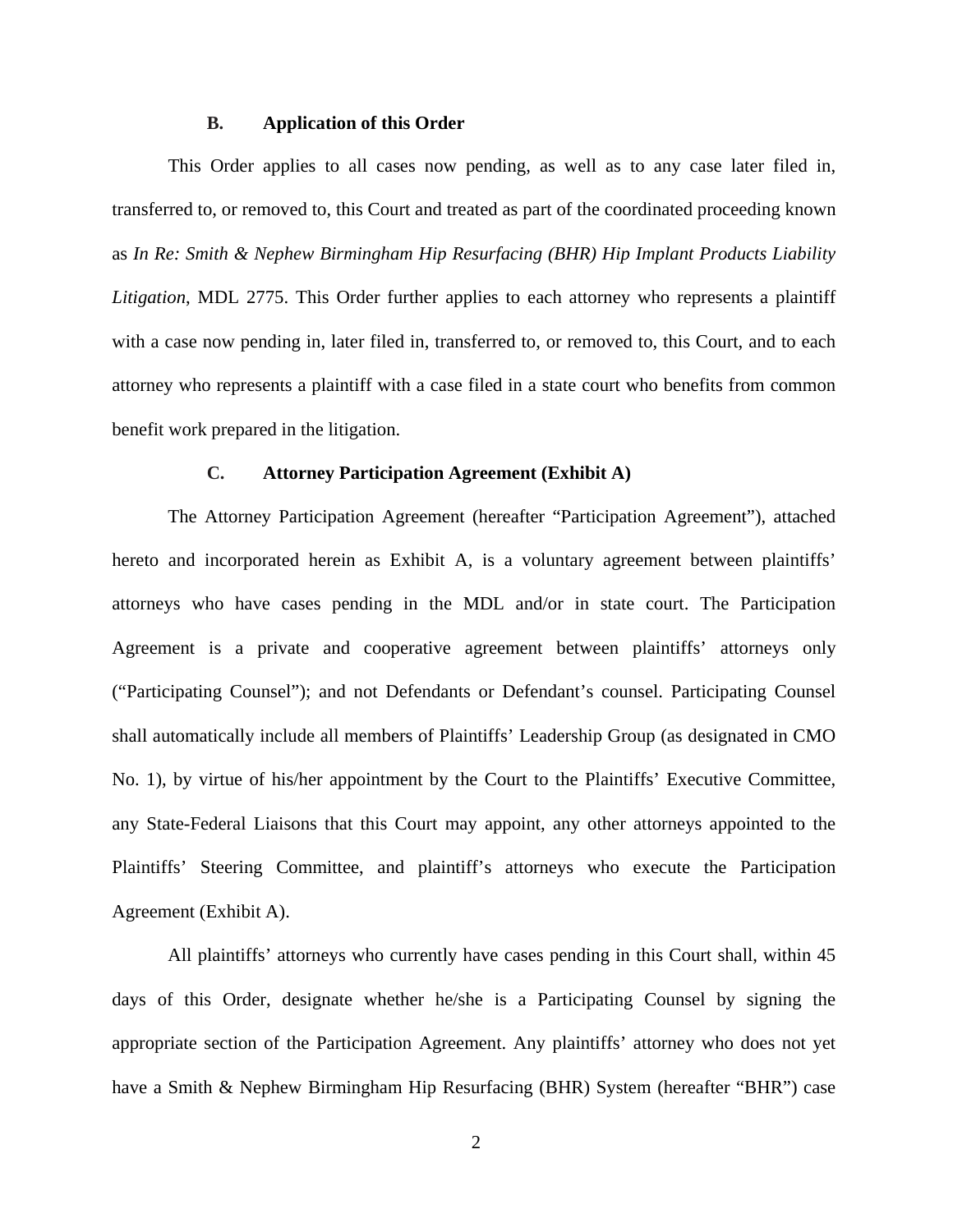### B. Application of this Order

This Order applies to all cases now pending, as well as to any case later filed in, transferred to, or removed to, this Court and treated as part of the coordinated proceeding known as *In Re: Smith & Nephew Birmingham Hip Resurfacing (BHR) Hip Implant Products Liability Litigation*, MDL 2775. This Order further applies to each attorney who represents a plaintiff with a case now pending in, later filed in, transferred to, or removed to, this Court, and to each attorney who represents a plaintiff with a case filed in a state court who benefits from common benefit work prepared in the litigation.

### C. Attorney Participation Agreement (Exhibit A)

The Attorney Participation Agreement (hereafter "Participation Agreement"), attached hereto and incorporated herein as Exhibit A, is a voluntary agreement between plaintiffs' attorneys who have cases pending in the MDL and/or in state court. The Participation Agreement is a private and cooperative agreement between plaintiffs' attorneys only ("Participating Counsel"); and not Defendants or Defendant's counsel. Participating Counsel shall automatically include all members of Plaintiffs' Leadership Group (as designated in CMO No. 1), by virtue of his/her appointment by the Court to the Plaintiffs' Executive Committee, any State-Federal Liaisons that this Court may appoint, any other attorneys appointed to the Plaintiffs' Steering Committee, and plaintiff's attorneys who execute the Participation Agreement (Exhibit A).

All plaintiffs' attorneys who currently have cases pending in this Court shall, within 45 days of this Order, designate whether he/she is a Participating Counsel by signing the appropriate section of the Participation Agreement. Any plaintiffs' attorney who does not yet have a Smith & Nephew Birmingham Hip Resurfacing (BHR) System (hereafter "BHR") case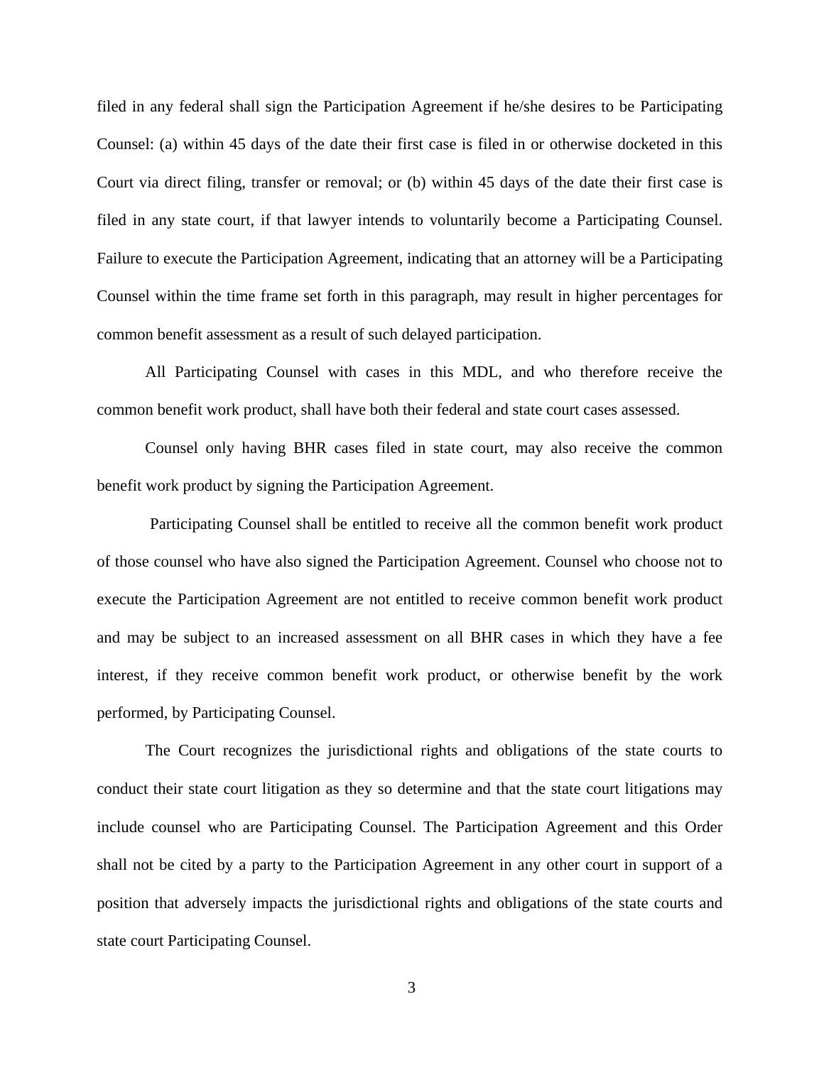filed in any federal shall sign the Participation Agreement if he/she desires to be Participating Counsel: (a) within 45 days of the date their first case is filed in or otherwise docketed in this Court via direct filing, transfer or removal; or (b) within 45 days of the date their first case is filed in any state court, if that lawyer intends to voluntarily become a Participating Counsel. Failure to execute the Participation Agreement, indicating that an attorney will be a Participating Counsel within the time frame set forth in this paragraph, may result in higher percentages for common benefit assessment as a result of such delayed participation.

All Participating Counsel with cases in this MDL, and who therefore receive the common benefit work product, shall have both their federal and state court cases assessed.

Counsel only having BHR cases filed in state court, may also receive the common benefit work product by signing the Participation Agreement.

Participating Counsel shall be entitled to receive all the common benefit work product of those counsel who have also signed the Participation Agreement. Counsel who choose not to execute the Participation Agreement are not entitled to receive common benefit work product and may be subject to an increased assessment on all BHR cases in which they have a fee interest, if they receive common benefit work product, or otherwise benefit by the work performed, by Participating Counsel.

The Court recognizes the jurisdictional rights and obligations of the state courts to conduct their state court litigation as they so determine and that the state court litigations may include counsel who are Participating Counsel. The Participation Agreement and this Order shall not be cited by a party to the Participation Agreement in any other court in support of a position that adversely impacts the jurisdictional rights and obligations of the state courts and state court Participating Counsel.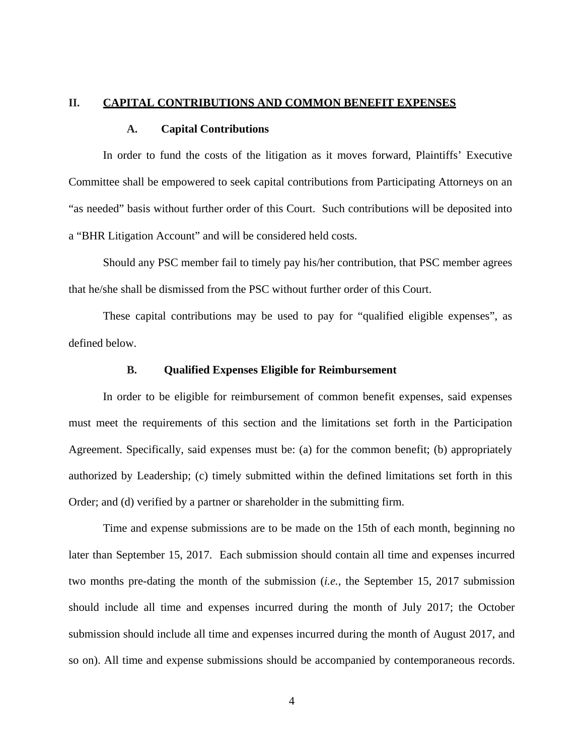## II. CAPITAL CONTRIBUTIONS AND COMMON BENEFIT EXPENSES

### A. Capital Contributions

In order to fund the costs of the litigation as it moves forward, Plaintiffs' Executive Committee shall be empowered to seek capital contributions from Participating Attorneys on an "as needed" basis without further order of this Court. Such contributions will be deposited into a "BHR Litigation Account" and will be considered held costs.

Should any PSC member fail to timely pay his/her contribution, that PSC member agrees that he/she shall be dismissed from the PSC without further order of this Court.

These capital contributions may be used to pay for "qualified eligible expenses", as defined below.

### B. Qualified Expenses Eligible for Reimbursement

In order to be eligible for reimbursement of common benefit expenses, said expenses must meet the requirements of this section and the limitations set forth in the Participation Agreement. Specifically, said expenses must be: (a) for the common benefit; (b) appropriately authorized by Leadership; (c) timely submitted within the defined limitations set forth in this Order; and (d) verified by a partner or shareholder in the submitting firm.

Time and expense submissions are to be made on the 15th of each month, beginning no later than September 15, 2017. Each submission should contain all time and expenses incurred two months pre-dating the month of the submission (*i.e.*, the September 15, 2017 submission should include all time and expenses incurred during the month of July 2017; the October submission should include all time and expenses incurred during the month of August 2017, and so on). All time and expense submissions should be accompanied by contemporaneous records.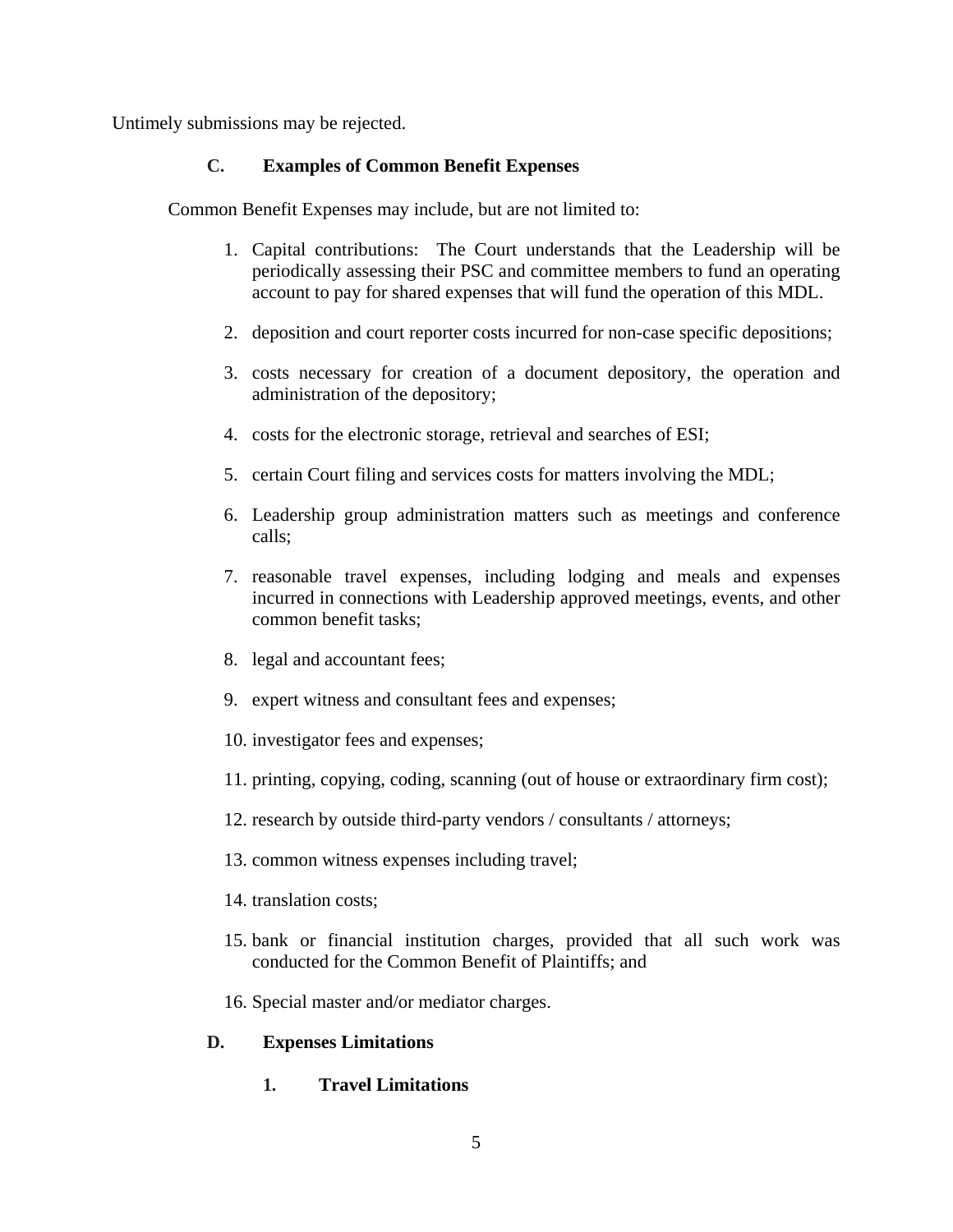Untimely submissions may be rejected.

### C. Examples of Common Benefit Expenses

Common Benefit Expenses may include, but are not limited to:

1. Capital contributions: The Court understands that the Leadership will be periodically assessing their PSC and committee members to fund an operating account to pay for shared expenses that will fund the operation of this MDL.
2. deposition and court reporter costs incurred for non-case specific depositions;
3. costs necessary for creation of a document depository, the operation and administration of the depository;
4. costs for the electronic storage, retrieval and searches of ESI;
5. certain Court filing and services costs for matters involving the MDL;
6. Leadership group administration matters such as meetings and conference calls;
7. reasonable travel expenses, including lodging and meals and expenses incurred in connections with Leadership approved meetings, events, and other common benefit tasks;
8. legal and accountant fees;
9. expert witness and consultant fees and expenses;
10. investigator fees and expenses;
11. printing, copying, coding, scanning (out of house or extraordinary firm cost);
12. research by outside third-party vendors / consultants / attorneys;
13. common witness expenses including travel;
14. translation costs;
15. bank or financial institution charges, provided that all such work was conducted for the Common Benefit of Plaintiffs; and
16. Special master and/or mediator charges.

### D. Expenses Limitations

#### 1. Travel Limitations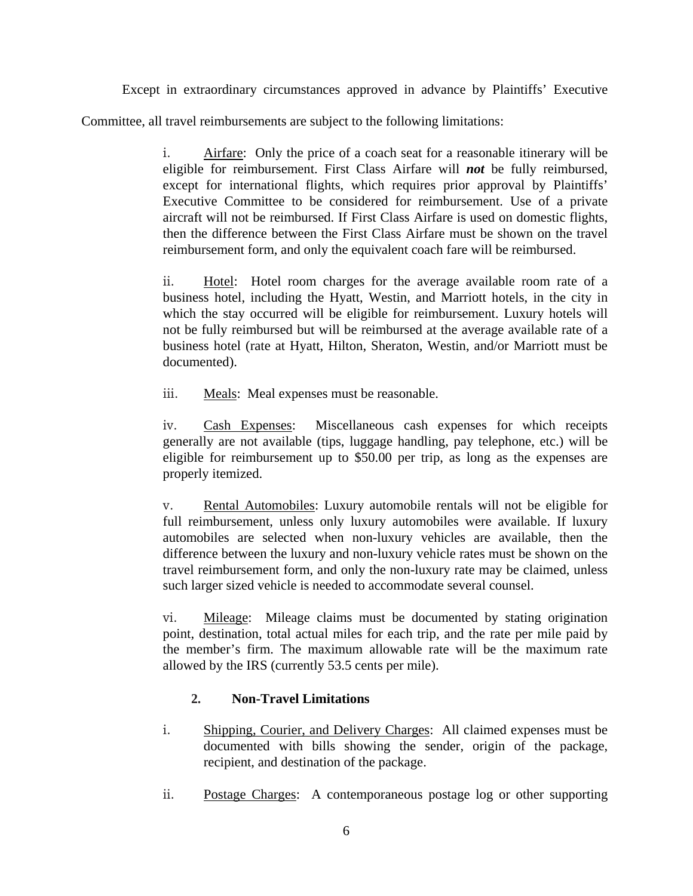Except in extraordinary circumstances approved in advance by Plaintiffs' Executive Committee, all travel reimbursements are subject to the following limitations:

> i. Airfare: Only the price of a coach seat for a reasonable itinerary will be eligible for reimbursement. First Class Airfare will ***not*** be fully reimbursed, except for international flights, which requires prior approval by Plaintiffs' Executive Committee to be considered for reimbursement. Use of a private aircraft will not be reimbursed. If First Class Airfare is used on domestic flights, then the difference between the First Class Airfare must be shown on the travel reimbursement form, and only the equivalent coach fare will be reimbursed.
>
> ii. Hotel: Hotel room charges for the average available room rate of a business hotel, including the Hyatt, Westin, and Marriott hotels, in the city in which the stay occurred will be eligible for reimbursement. Luxury hotels will not be fully reimbursed but will be reimbursed at the average available rate of a business hotel (rate at Hyatt, Hilton, Sheraton, Westin, and/or Marriott must be documented).
>
> iii. Meals: Meal expenses must be reasonable.
>
> iv. Cash Expenses: Miscellaneous cash expenses for which receipts generally are not available (tips, luggage handling, pay telephone, etc.) will be eligible for reimbursement up to $50.00 per trip, as long as the expenses are properly itemized.
>
> v. Rental Automobiles: Luxury automobile rentals will not be eligible for full reimbursement, unless only luxury automobiles were available. If luxury automobiles are selected when non-luxury vehicles are available, then the difference between the luxury and non-luxury vehicle rates must be shown on the travel reimbursement form, and only the non-luxury rate may be claimed, unless such larger sized vehicle is needed to accommodate several counsel.
>
> vi. Mileage: Mileage claims must be documented by stating origination point, destination, total actual miles for each trip, and the rate per mile paid by the member's firm. The maximum allowable rate will be the maximum rate allowed by the IRS (currently 53.5 cents per mile).

**2. Non-Travel Limitations**

i. Shipping, Courier, and Delivery Charges: All claimed expenses must be documented with bills showing the sender, origin of the package, recipient, and destination of the package.

ii. Postage Charges: A contemporaneous postage log or other supporting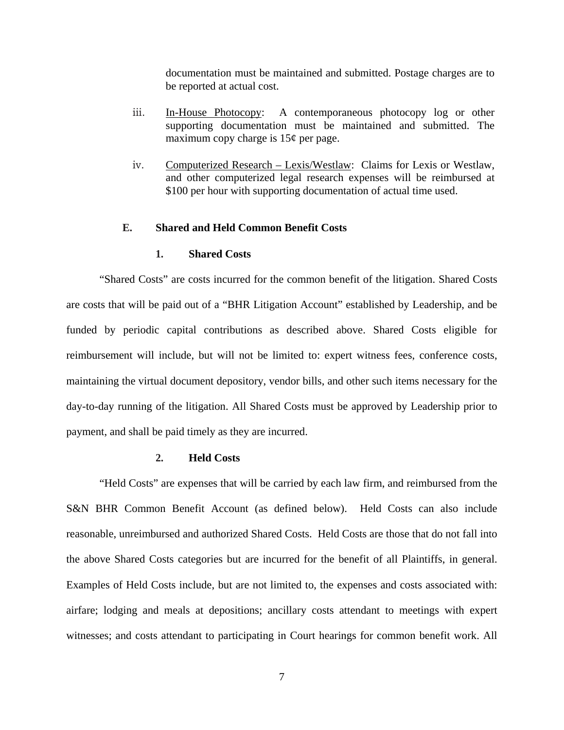documentation must be maintained and submitted. Postage charges are to be reported at actual cost.

iii. In-House Photocopy: A contemporaneous photocopy log or other supporting documentation must be maintained and submitted. The maximum copy charge is 15¢ per page.

iv. Computerized Research – Lexis/Westlaw: Claims for Lexis or Westlaw, and other computerized legal research expenses will be reimbursed at $100 per hour with supporting documentation of actual time used.

### E. Shared and Held Common Benefit Costs

#### 1. Shared Costs

"Shared Costs" are costs incurred for the common benefit of the litigation. Shared Costs are costs that will be paid out of a "BHR Litigation Account" established by Leadership, and be funded by periodic capital contributions as described above. Shared Costs eligible for reimbursement will include, but will not be limited to: expert witness fees, conference costs, maintaining the virtual document depository, vendor bills, and other such items necessary for the day-to-day running of the litigation. All Shared Costs must be approved by Leadership prior to payment, and shall be paid timely as they are incurred.

#### 2. Held Costs

"Held Costs" are expenses that will be carried by each law firm, and reimbursed from the S&N BHR Common Benefit Account (as defined below). Held Costs can also include reasonable, unreimbursed and authorized Shared Costs. Held Costs are those that do not fall into the above Shared Costs categories but are incurred for the benefit of all Plaintiffs, in general. Examples of Held Costs include, but are not limited to, the expenses and costs associated with: airfare; lodging and meals at depositions; ancillary costs attendant to meetings with expert witnesses; and costs attendant to participating in Court hearings for common benefit work. All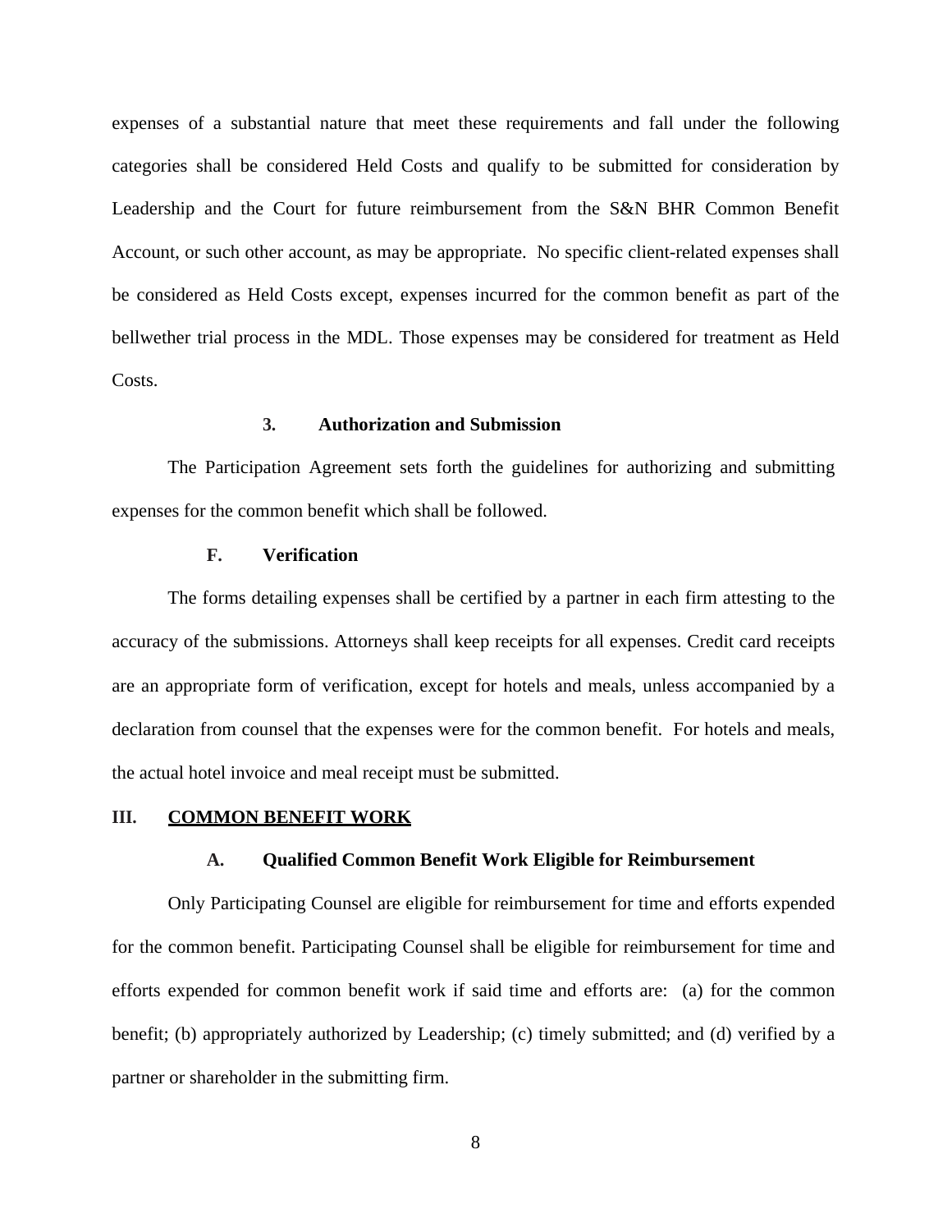expenses of a substantial nature that meet these requirements and fall under the following categories shall be considered Held Costs and qualify to be submitted for consideration by Leadership and the Court for future reimbursement from the S&N BHR Common Benefit Account, or such other account, as may be appropriate. No specific client-related expenses shall be considered as Held Costs except, expenses incurred for the common benefit as part of the bellwether trial process in the MDL. Those expenses may be considered for treatment as Held Costs.

#### 3. Authorization and Submission

The Participation Agreement sets forth the guidelines for authorizing and submitting expenses for the common benefit which shall be followed.

### F. Verification

The forms detailing expenses shall be certified by a partner in each firm attesting to the accuracy of the submissions. Attorneys shall keep receipts for all expenses. Credit card receipts are an appropriate form of verification, except for hotels and meals, unless accompanied by a declaration from counsel that the expenses were for the common benefit. For hotels and meals, the actual hotel invoice and meal receipt must be submitted.

## III. COMMON BENEFIT WORK

### A. Qualified Common Benefit Work Eligible for Reimbursement

Only Participating Counsel are eligible for reimbursement for time and efforts expended for the common benefit. Participating Counsel shall be eligible for reimbursement for time and efforts expended for common benefit work if said time and efforts are: (a) for the common benefit; (b) appropriately authorized by Leadership; (c) timely submitted; and (d) verified by a partner or shareholder in the submitting firm.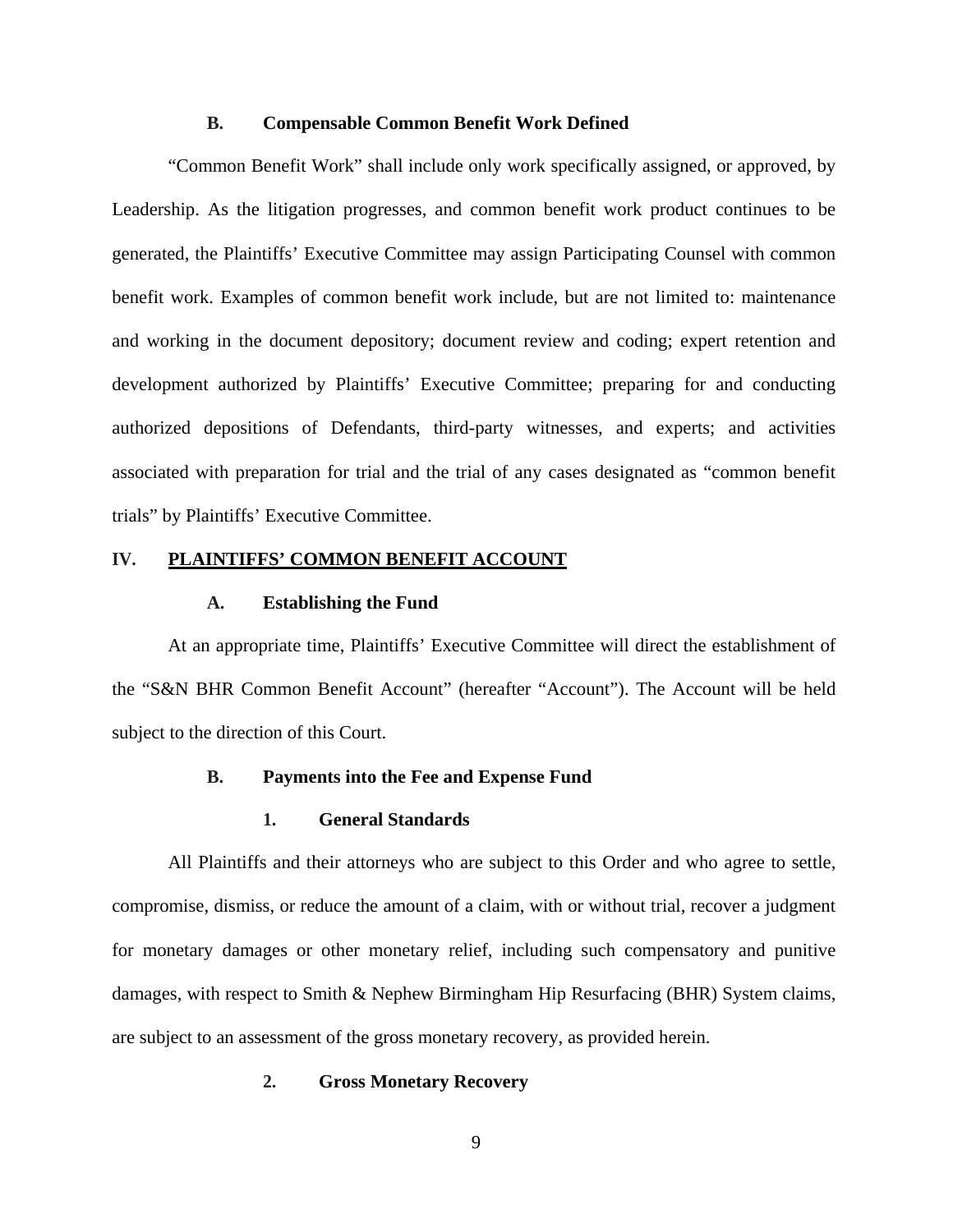### B. Compensable Common Benefit Work Defined

"Common Benefit Work" shall include only work specifically assigned, or approved, by Leadership. As the litigation progresses, and common benefit work product continues to be generated, the Plaintiffs' Executive Committee may assign Participating Counsel with common benefit work. Examples of common benefit work include, but are not limited to: maintenance and working in the document depository; document review and coding; expert retention and development authorized by Plaintiffs' Executive Committee; preparing for and conducting authorized depositions of Defendants, third-party witnesses, and experts; and activities associated with preparation for trial and the trial of any cases designated as "common benefit trials" by Plaintiffs' Executive Committee.

## IV. PLAINTIFFS' COMMON BENEFIT ACCOUNT

### A. Establishing the Fund

At an appropriate time, Plaintiffs' Executive Committee will direct the establishment of the "S&N BHR Common Benefit Account" (hereafter "Account"). The Account will be held subject to the direction of this Court.

### B. Payments into the Fee and Expense Fund

#### 1. General Standards

All Plaintiffs and their attorneys who are subject to this Order and who agree to settle, compromise, dismiss, or reduce the amount of a claim, with or without trial, recover a judgment for monetary damages or other monetary relief, including such compensatory and punitive damages, with respect to Smith & Nephew Birmingham Hip Resurfacing (BHR) System claims, are subject to an assessment of the gross monetary recovery, as provided herein.

#### 2. Gross Monetary Recovery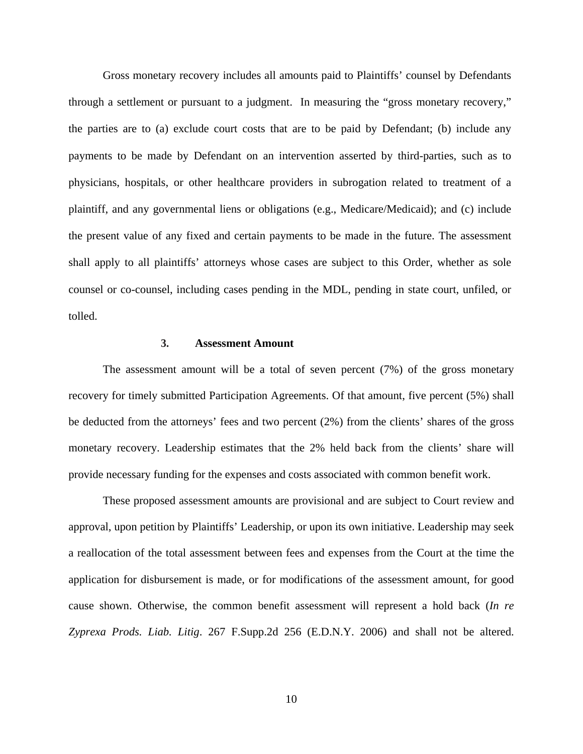Gross monetary recovery includes all amounts paid to Plaintiffs' counsel by Defendants through a settlement or pursuant to a judgment. In measuring the "gross monetary recovery," the parties are to (a) exclude court costs that are to be paid by Defendant; (b) include any payments to be made by Defendant on an intervention asserted by third-parties, such as to physicians, hospitals, or other healthcare providers in subrogation related to treatment of a plaintiff, and any governmental liens or obligations (e.g., Medicare/Medicaid); and (c) include the present value of any fixed and certain payments to be made in the future. The assessment shall apply to all plaintiffs' attorneys whose cases are subject to this Order, whether as sole counsel or co-counsel, including cases pending in the MDL, pending in state court, unfiled, or tolled.

### 3. Assessment Amount

The assessment amount will be a total of seven percent (7%) of the gross monetary recovery for timely submitted Participation Agreements. Of that amount, five percent (5%) shall be deducted from the attorneys' fees and two percent (2%) from the clients' shares of the gross monetary recovery. Leadership estimates that the 2% held back from the clients' share will provide necessary funding for the expenses and costs associated with common benefit work.

These proposed assessment amounts are provisional and are subject to Court review and approval, upon petition by Plaintiffs' Leadership, or upon its own initiative. Leadership may seek a reallocation of the total assessment between fees and expenses from the Court at the time the application for disbursement is made, or for modifications of the assessment amount, for good cause shown. Otherwise, the common benefit assessment will represent a hold back (*In re Zyprexa Prods. Liab. Litig*. 267 F.Supp.2d 256 (E.D.N.Y. 2006) and shall not be altered.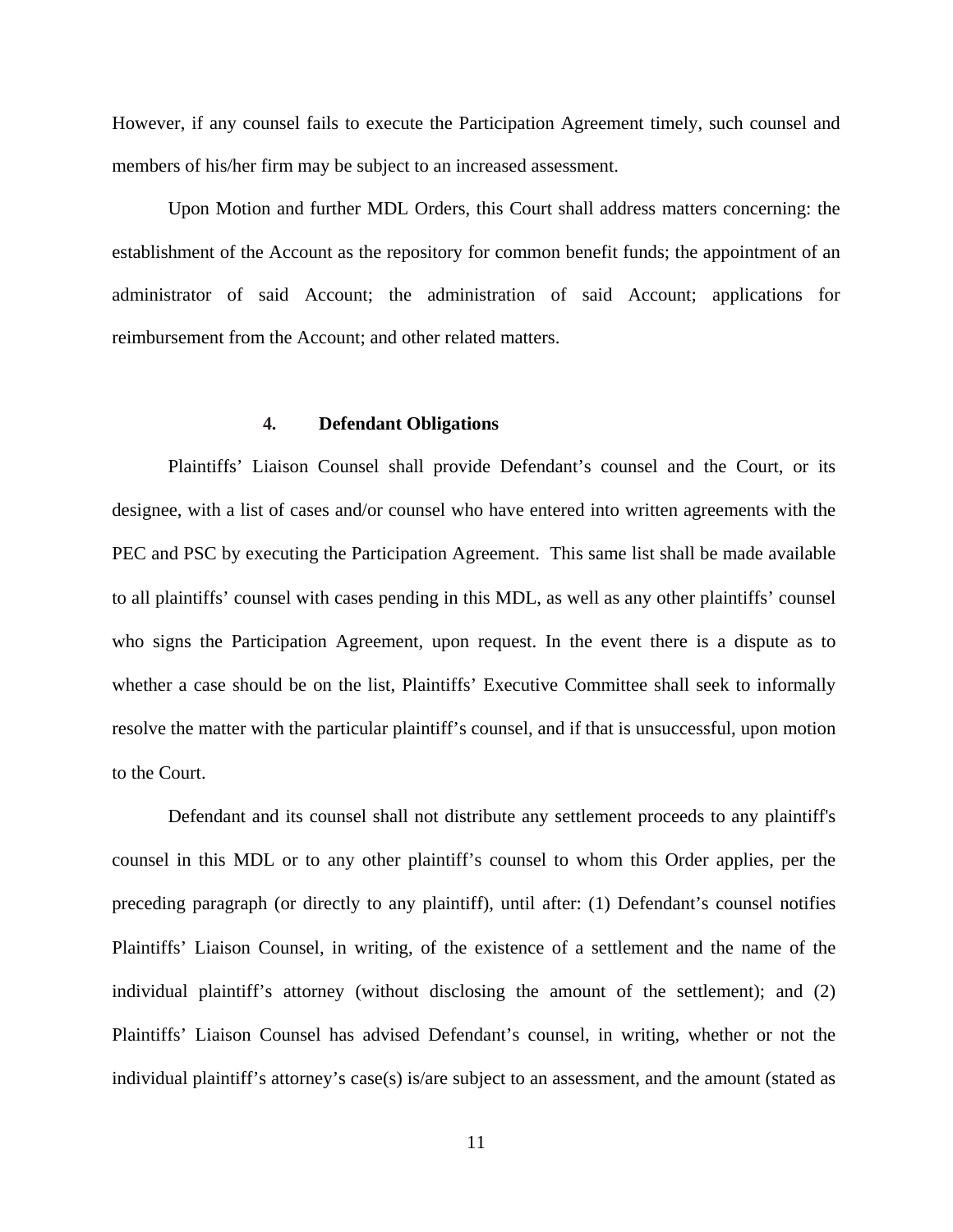However, if any counsel fails to execute the Participation Agreement timely, such counsel and members of his/her firm may be subject to an increased assessment.

Upon Motion and further MDL Orders, this Court shall address matters concerning: the establishment of the Account as the repository for common benefit funds; the appointment of an administrator of said Account; the administration of said Account; applications for reimbursement from the Account; and other related matters.

## 4. Defendant Obligations

Plaintiffs' Liaison Counsel shall provide Defendant's counsel and the Court, or its designee, with a list of cases and/or counsel who have entered into written agreements with the PEC and PSC by executing the Participation Agreement. This same list shall be made available to all plaintiffs' counsel with cases pending in this MDL, as well as any other plaintiffs' counsel who signs the Participation Agreement, upon request. In the event there is a dispute as to whether a case should be on the list, Plaintiffs' Executive Committee shall seek to informally resolve the matter with the particular plaintiff's counsel, and if that is unsuccessful, upon motion to the Court.

Defendant and its counsel shall not distribute any settlement proceeds to any plaintiff's counsel in this MDL or to any other plaintiff's counsel to whom this Order applies, per the preceding paragraph (or directly to any plaintiff), until after: (1) Defendant's counsel notifies Plaintiffs' Liaison Counsel, in writing, of the existence of a settlement and the name of the individual plaintiff's attorney (without disclosing the amount of the settlement); and (2) Plaintiffs' Liaison Counsel has advised Defendant's counsel, in writing, whether or not the individual plaintiff's attorney's case(s) is/are subject to an assessment, and the amount (stated as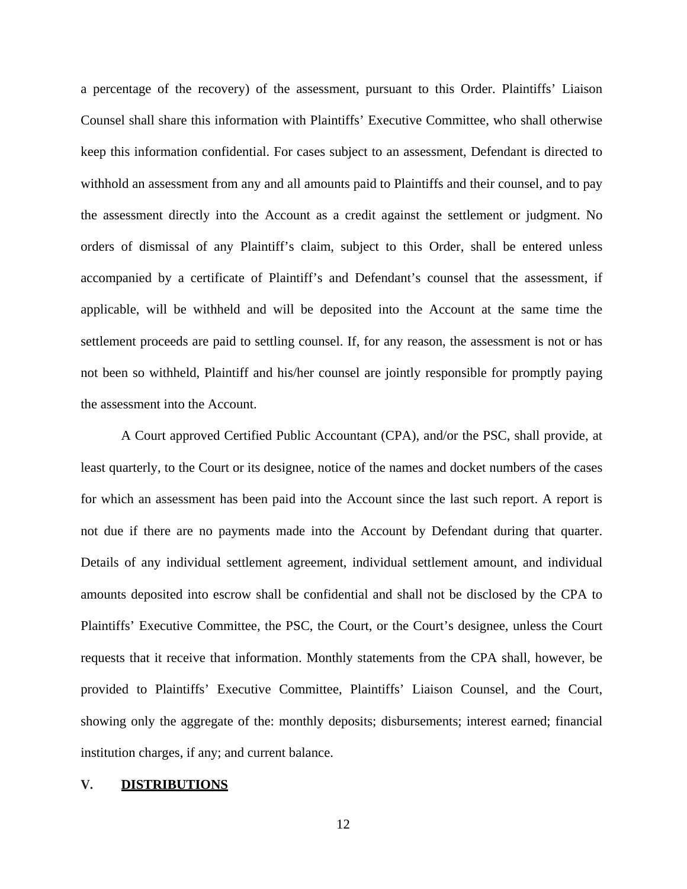a percentage of the recovery) of the assessment, pursuant to this Order. Plaintiffs' Liaison Counsel shall share this information with Plaintiffs' Executive Committee, who shall otherwise keep this information confidential. For cases subject to an assessment, Defendant is directed to withhold an assessment from any and all amounts paid to Plaintiffs and their counsel, and to pay the assessment directly into the Account as a credit against the settlement or judgment. No orders of dismissal of any Plaintiff's claim, subject to this Order, shall be entered unless accompanied by a certificate of Plaintiff's and Defendant's counsel that the assessment, if applicable, will be withheld and will be deposited into the Account at the same time the settlement proceeds are paid to settling counsel. If, for any reason, the assessment is not or has not been so withheld, Plaintiff and his/her counsel are jointly responsible for promptly paying the assessment into the Account.

A Court approved Certified Public Accountant (CPA), and/or the PSC, shall provide, at least quarterly, to the Court or its designee, notice of the names and docket numbers of the cases for which an assessment has been paid into the Account since the last such report. A report is not due if there are no payments made into the Account by Defendant during that quarter. Details of any individual settlement agreement, individual settlement amount, and individual amounts deposited into escrow shall be confidential and shall not be disclosed by the CPA to Plaintiffs' Executive Committee, the PSC, the Court, or the Court's designee, unless the Court requests that it receive that information. Monthly statements from the CPA shall, however, be provided to Plaintiffs' Executive Committee, Plaintiffs' Liaison Counsel, and the Court, showing only the aggregate of the: monthly deposits; disbursements; interest earned; financial institution charges, if any; and current balance.

## V. <u>DISTRIBUTIONS</u>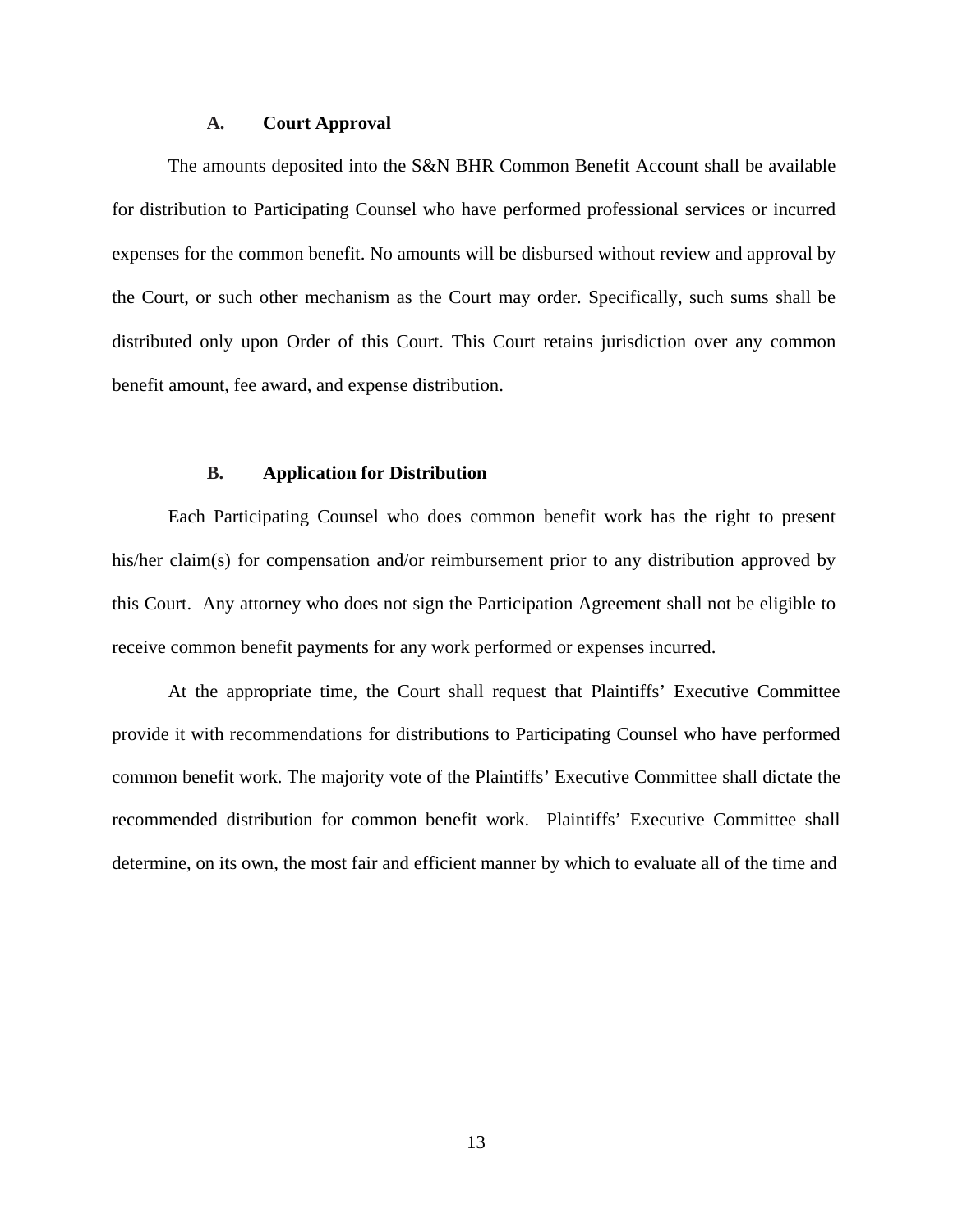### A. Court Approval

The amounts deposited into the S&N BHR Common Benefit Account shall be available for distribution to Participating Counsel who have performed professional services or incurred expenses for the common benefit. No amounts will be disbursed without review and approval by the Court, or such other mechanism as the Court may order. Specifically, such sums shall be distributed only upon Order of this Court. This Court retains jurisdiction over any common benefit amount, fee award, and expense distribution.

### B. Application for Distribution

Each Participating Counsel who does common benefit work has the right to present his/her claim(s) for compensation and/or reimbursement prior to any distribution approved by this Court. Any attorney who does not sign the Participation Agreement shall not be eligible to receive common benefit payments for any work performed or expenses incurred.

At the appropriate time, the Court shall request that Plaintiffs' Executive Committee provide it with recommendations for distributions to Participating Counsel who have performed common benefit work. The majority vote of the Plaintiffs' Executive Committee shall dictate the recommended distribution for common benefit work. Plaintiffs' Executive Committee shall determine, on its own, the most fair and efficient manner by which to evaluate all of the time and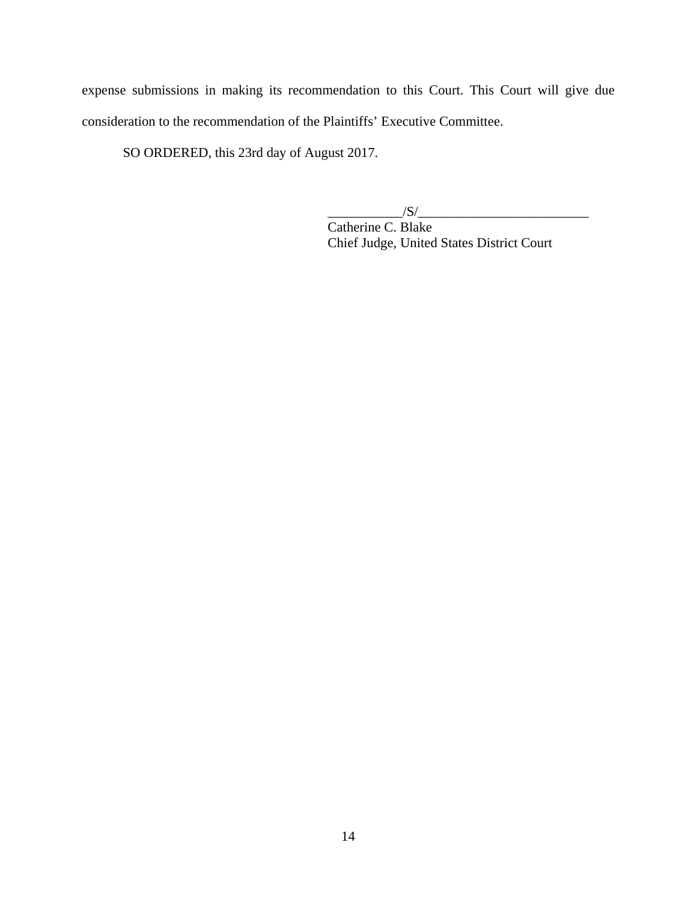expense submissions in making its recommendation to this Court. This Court will give due consideration to the recommendation of the Plaintiffs' Executive Committee.

SO ORDERED, this 23rd day of August 2017.

___________/S/__________________________

Catherine C. Blake

Chief Judge, United States District Court